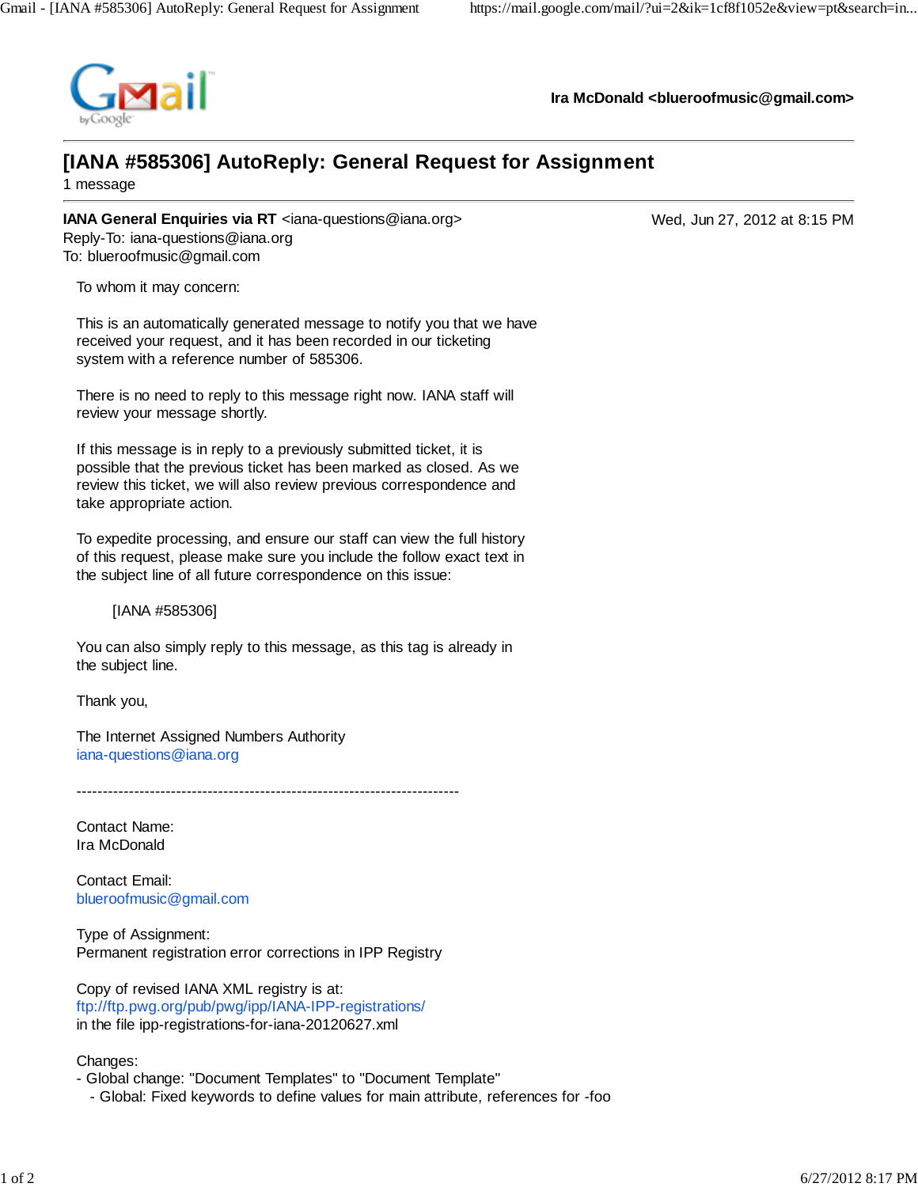Ira McDonald <blueroofmusic@gmail.com>

# [IANA #585306] AutoReply: General Request for Assignment

1 message

**IANA General Enquiries via RT** <iana-questions@iana.org>  
Reply-To: iana-questions@iana.org  
To: blueroofmusic@gmail.com

Wed, Jun 27, 2012 at 8:15 PM

To whom it may concern:

This is an automatically generated message to notify you that we have received your request, and it has been recorded in our ticketing system with a reference number of 585306.

There is no need to reply to this message right now. IANA staff will review your message shortly.

If this message is in reply to a previously submitted ticket, it is possible that the previous ticket has been marked as closed. As we review this ticket, we will also review previous correspondence and take appropriate action.

To expedite processing, and ensure our staff can view the full history of this request, please make sure you include the follow exact text in the subject line of all future correspondence on this issue:

[IANA #585306]

You can also simply reply to this message, as this tag is already in the subject line.

Thank you,

The Internet Assigned Numbers Authority  
iana-questions@iana.org

-------------------------------------------------------------------------

Contact Name:  
Ira McDonald

Contact Email:  
blueroofmusic@gmail.com

Type of Assignment:  
Permanent registration error corrections in IPP Registry

Copy of revised IANA XML registry is at:  
ftp://ftp.pwg.org/pub/pwg/ipp/IANA-IPP-registrations/  
in the file ipp-registrations-for-iana-20120627.xml

Changes:  
- Global change: "Document Templates" to "Document Template"  
  - Global: Fixed keywords to define values for main attribute, references for -foo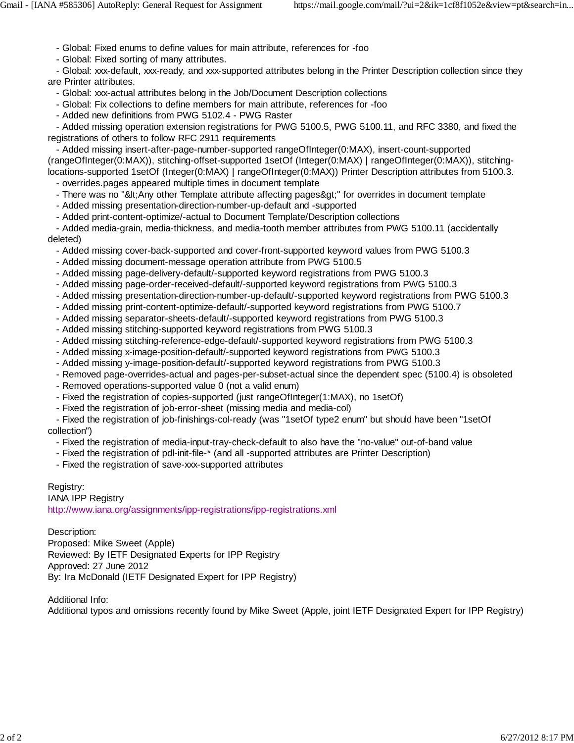- Global: Fixed enums to define values for main attribute, references for -foo
- Global: Fixed sorting of many attributes.
- Global: xxx-default, xxx-ready, and xxx-supported attributes belong in the Printer Description collection since they are Printer attributes.
- Global: xxx-actual attributes belong in the Job/Document Description collections
- Global: Fix collections to define members for main attribute, references for -foo
- Added new definitions from PWG 5102.4 - PWG Raster
- Added missing operation extension registrations for PWG 5100.5, PWG 5100.11, and RFC 3380, and fixed the registrations of others to follow RFC 2911 requirements
- Added missing insert-after-page-number-supported rangeOfInteger(0:MAX), insert-count-supported (rangeOfInteger(0:MAX)), stitching-offset-supported 1setOf (Integer(0:MAX) | rangeOfInteger(0:MAX)), stitching-locations-supported 1setOf (Integer(0:MAX) | rangeOfInteger(0:MAX)) Printer Description attributes from 5100.3.
- overrides.pages appeared multiple times in document template
- There was no "&lt;Any other Template attribute affecting pages&gt;" for overrides in document template
- Added missing presentation-direction-number-up-default and -supported
- Added print-content-optimize/-actual to Document Template/Description collections
- Added media-grain, media-thickness, and media-tooth member attributes from PWG 5100.11 (accidentally deleted)
- Added missing cover-back-supported and cover-front-supported keyword values from PWG 5100.3
- Added missing document-message operation attribute from PWG 5100.5
- Added missing page-delivery-default/-supported keyword registrations from PWG 5100.3
- Added missing page-order-received-default/-supported keyword registrations from PWG 5100.3
- Added missing presentation-direction-number-up-default/-supported keyword registrations from PWG 5100.3
- Added missing print-content-optimize-default/-supported keyword registrations from PWG 5100.7
- Added missing separator-sheets-default/-supported keyword registrations from PWG 5100.3
- Added missing stitching-supported keyword registrations from PWG 5100.3
- Added missing stitching-reference-edge-default/-supported keyword registrations from PWG 5100.3
- Added missing x-image-position-default/-supported keyword registrations from PWG 5100.3
- Added missing y-image-position-default/-supported keyword registrations from PWG 5100.3
- Removed page-overrides-actual and pages-per-subset-actual since the dependent spec (5100.4) is obsoleted
- Removed operations-supported value 0 (not a valid enum)
- Fixed the registration of copies-supported (just rangeOfInteger(1:MAX), no 1setOf)
- Fixed the registration of job-error-sheet (missing media and media-col)
- Fixed the registration of job-finishings-col-ready (was "1setOf type2 enum" but should have been "1setOf collection")
- Fixed the registration of media-input-tray-check-default to also have the "no-value" out-of-band value
- Fixed the registration of pdl-init-file-* (and all -supported attributes are Printer Description)
- Fixed the registration of save-xxx-supported attributes

Registry:
IANA IPP Registry
http://www.iana.org/assignments/ipp-registrations/ipp-registrations.xml

Description:
Proposed: Mike Sweet (Apple)
Reviewed: By IETF Designated Experts for IPP Registry
Approved: 27 June 2012
By: Ira McDonald (IETF Designated Expert for IPP Registry)

Additional Info:
Additional typos and omissions recently found by Mike Sweet (Apple, joint IETF Designated Expert for IPP Registry)